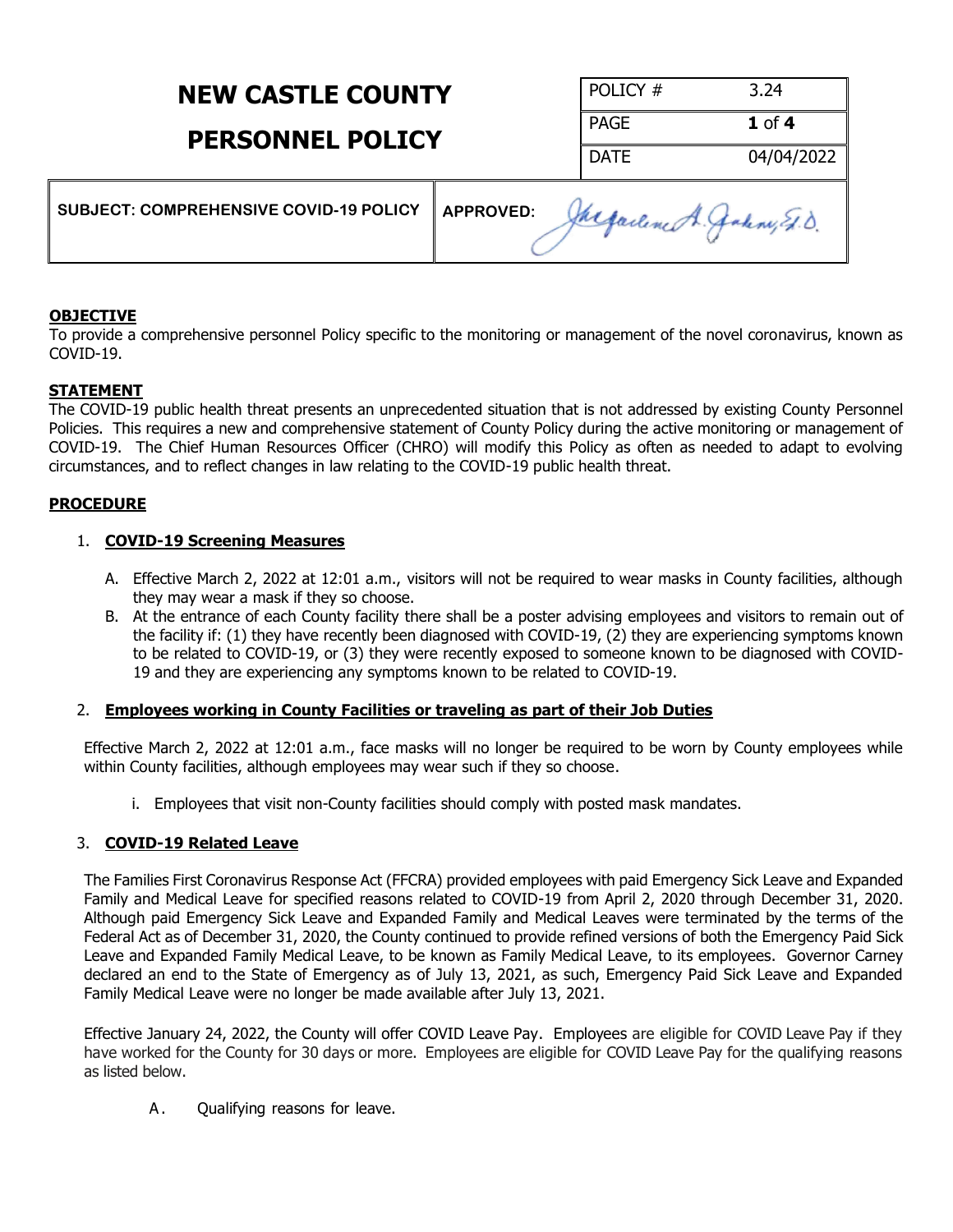# NEW CASTLE COUNTY

# PERSONNEL POLICY

| POLICY # | 3.24 |
|---|---|
| PAGE | **1** of **4** |
| DATE | 04/04/2022 |

| **SUBJECT: COMPREHENSIVE COVID-19 POLICY** | **APPROVED:** Jacqueline A. Jakmy, Ed.D. |
|---|---|

## OBJECTIVE

To provide a comprehensive personnel Policy specific to the monitoring or management of the novel coronavirus, known as COVID-19.

## STATEMENT

The COVID-19 public health threat presents an unprecedented situation that is not addressed by existing County Personnel Policies. This requires a new and comprehensive statement of County Policy during the active monitoring or management of COVID-19. The Chief Human Resources Officer (CHRO) will modify this Policy as often as needed to adapt to evolving circumstances, and to reflect changes in law relating to the COVID-19 public health threat.

## PROCEDURE

1. **COVID-19 Screening Measures**

   A. Effective March 2, 2022 at 12:01 a.m., visitors will not be required to wear masks in County facilities, although they may wear a mask if they so choose.

   B. At the entrance of each County facility there shall be a poster advising employees and visitors to remain out of the facility if: (1) they have recently been diagnosed with COVID-19, (2) they are experiencing symptoms known to be related to COVID-19, or (3) they were recently exposed to someone known to be diagnosed with COVID-19 and they are experiencing any symptoms known to be related to COVID-19.

2. **Employees working in County Facilities or traveling as part of their Job Duties**

   Effective March 2, 2022 at 12:01 a.m., face masks will no longer be required to be worn by County employees while within County facilities, although employees may wear such if they so choose.

   i. Employees that visit non-County facilities should comply with posted mask mandates.

3. **COVID-19 Related Leave**

   The Families First Coronavirus Response Act (FFCRA) provided employees with paid Emergency Sick Leave and Expanded Family and Medical Leave for specified reasons related to COVID-19 from April 2, 2020 through December 31, 2020. Although paid Emergency Sick Leave and Expanded Family and Medical Leaves were terminated by the terms of the Federal Act as of December 31, 2020, the County continued to provide refined versions of both the Emergency Paid Sick Leave and Expanded Family Medical Leave, to be known as Family Medical Leave, to its employees. Governor Carney declared an end to the State of Emergency as of July 13, 2021, as such, Emergency Paid Sick Leave and Expanded Family Medical Leave were no longer be made available after July 13, 2021.

   Effective January 24, 2022, the County will offer COVID Leave Pay. Employees are eligible for COVID Leave Pay if they have worked for the County for 30 days or more. Employees are eligible for COVID Leave Pay for the qualifying reasons as listed below.

   A. Qualifying reasons for leave.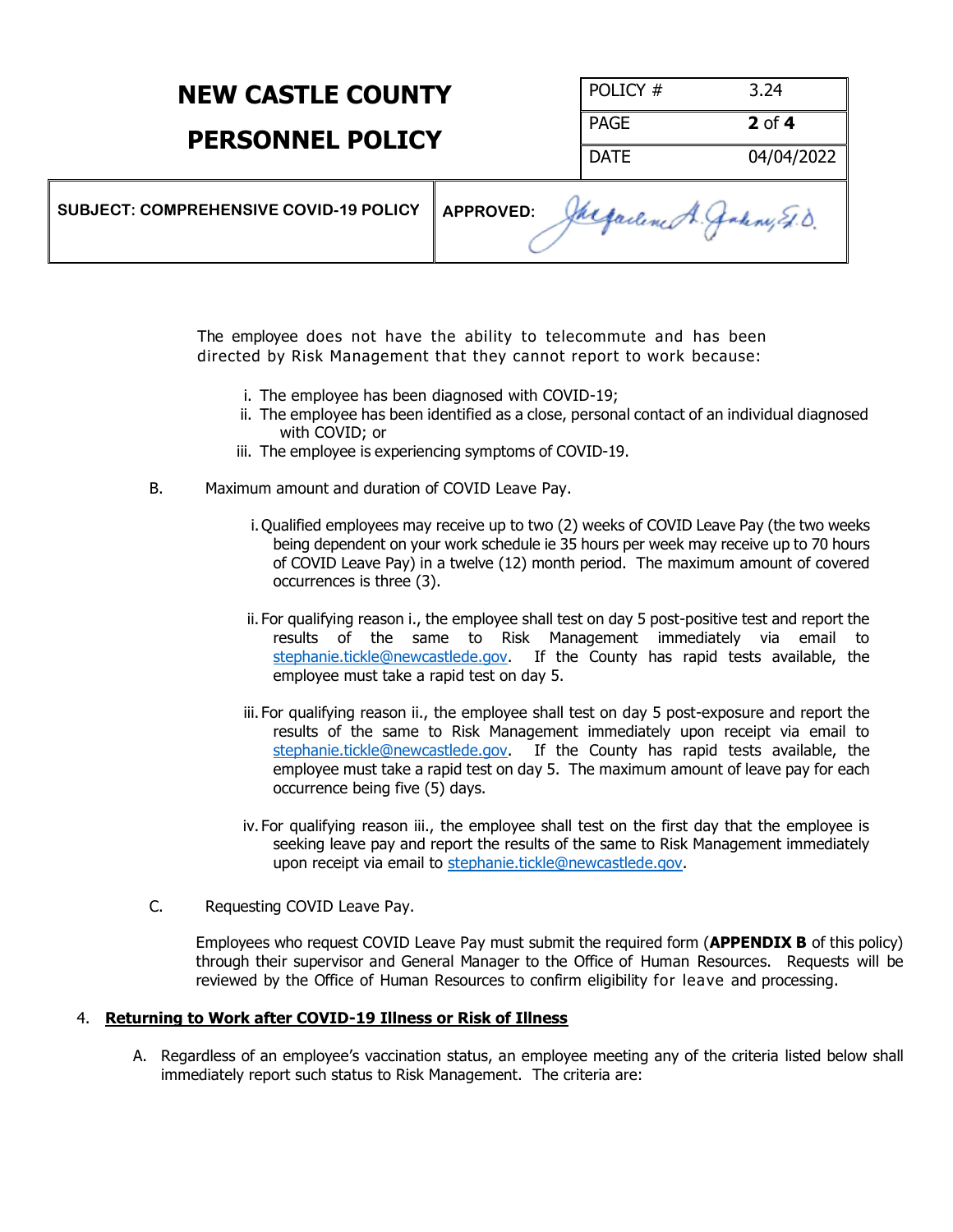The employee does not have the ability to telecommute and has been directed by Risk Management that they cannot report to work because:

i. The employee has been diagnosed with COVID-19;
ii. The employee has been identified as a close, personal contact of an individual diagnosed with COVID; or
iii. The employee is experiencing symptoms of COVID-19.

B. Maximum amount and duration of COVID Leave Pay.

i. Qualified employees may receive up to two (2) weeks of COVID Leave Pay (the two weeks being dependent on your work schedule ie 35 hours per week may receive up to 70 hours of COVID Leave Pay) in a twelve (12) month period. The maximum amount of covered occurrences is three (3).

ii. For qualifying reason i., the employee shall test on day 5 post-positive test and report the results of the same to Risk Management immediately via email to stephanie.tickle@newcastlede.gov. If the County has rapid tests available, the employee must take a rapid test on day 5.

iii. For qualifying reason ii., the employee shall test on day 5 post-exposure and report the results of the same to Risk Management immediately upon receipt via email to stephanie.tickle@newcastlede.gov. If the County has rapid tests available, the employee must take a rapid test on day 5. The maximum amount of leave pay for each occurrence being five (5) days.

iv. For qualifying reason iii., the employee shall test on the first day that the employee is seeking leave pay and report the results of the same to Risk Management immediately upon receipt via email to stephanie.tickle@newcastlede.gov.

C. Requesting COVID Leave Pay.

Employees who request COVID Leave Pay must submit the required form (**APPENDIX B** of this policy) through their supervisor and General Manager to the Office of Human Resources. Requests will be reviewed by the Office of Human Resources to confirm eligibility for leave and processing.

4. **Returning to Work after COVID-19 Illness or Risk of Illness**

A. Regardless of an employee's vaccination status, an employee meeting any of the criteria listed below shall immediately report such status to Risk Management. The criteria are: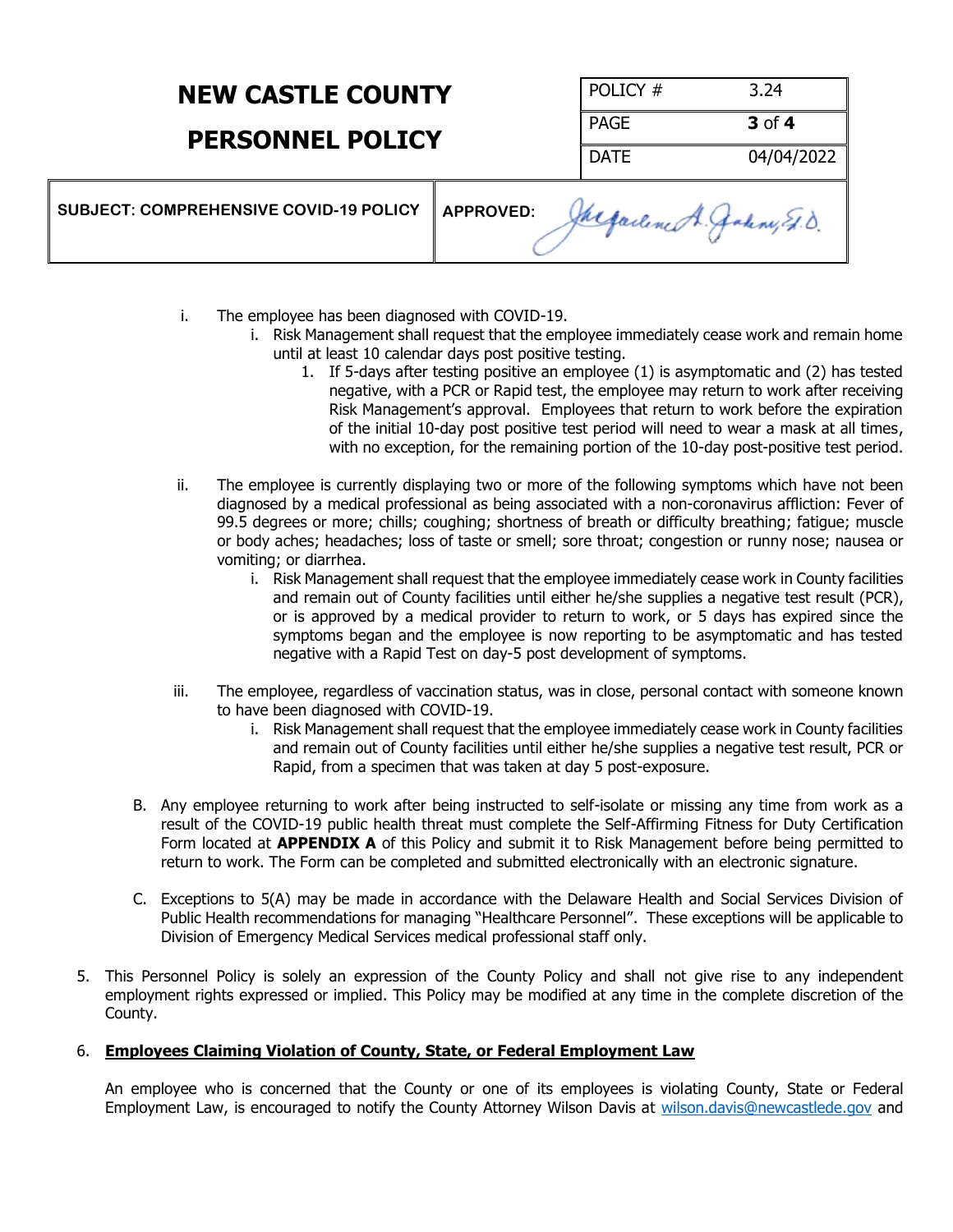i. The employee has been diagnosed with COVID-19.

   i. Risk Management shall request that the employee immediately cease work and remain home until at least 10 calendar days post positive testing.

      1. If 5-days after testing positive an employee (1) is asymptomatic and (2) has tested negative, with a PCR or Rapid test, the employee may return to work after receiving Risk Management's approval. Employees that return to work before the expiration of the initial 10-day post positive test period will need to wear a mask at all times, with no exception, for the remaining portion of the 10-day post-positive test period.

ii. The employee is currently displaying two or more of the following symptoms which have not been diagnosed by a medical professional as being associated with a non-coronavirus affliction: Fever of 99.5 degrees or more; chills; coughing; shortness of breath or difficulty breathing; fatigue; muscle or body aches; headaches; loss of taste or smell; sore throat; congestion or runny nose; nausea or vomiting; or diarrhea.

   i. Risk Management shall request that the employee immediately cease work in County facilities and remain out of County facilities until either he/she supplies a negative test result (PCR), or is approved by a medical provider to return to work, or 5 days has expired since the symptoms began and the employee is now reporting to be asymptomatic and has tested negative with a Rapid Test on day-5 post development of symptoms.

iii. The employee, regardless of vaccination status, was in close, personal contact with someone known to have been diagnosed with COVID-19.

   i. Risk Management shall request that the employee immediately cease work in County facilities and remain out of County facilities until either he/she supplies a negative test result, PCR or Rapid, from a specimen that was taken at day 5 post-exposure.

B. Any employee returning to work after being instructed to self-isolate or missing any time from work as a result of the COVID-19 public health threat must complete the Self-Affirming Fitness for Duty Certification Form located at **APPENDIX A** of this Policy and submit it to Risk Management before being permitted to return to work. The Form can be completed and submitted electronically with an electronic signature.

C. Exceptions to 5(A) may be made in accordance with the Delaware Health and Social Services Division of Public Health recommendations for managing "Healthcare Personnel". These exceptions will be applicable to Division of Emergency Medical Services medical professional staff only.

5. This Personnel Policy is solely an expression of the County Policy and shall not give rise to any independent employment rights expressed or implied. This Policy may be modified at any time in the complete discretion of the County.

6. **Employees Claiming Violation of County, State, or Federal Employment Law**

   An employee who is concerned that the County or one of its employees is violating County, State or Federal Employment Law, is encouraged to notify the County Attorney Wilson Davis at wilson.davis@newcastlede.gov and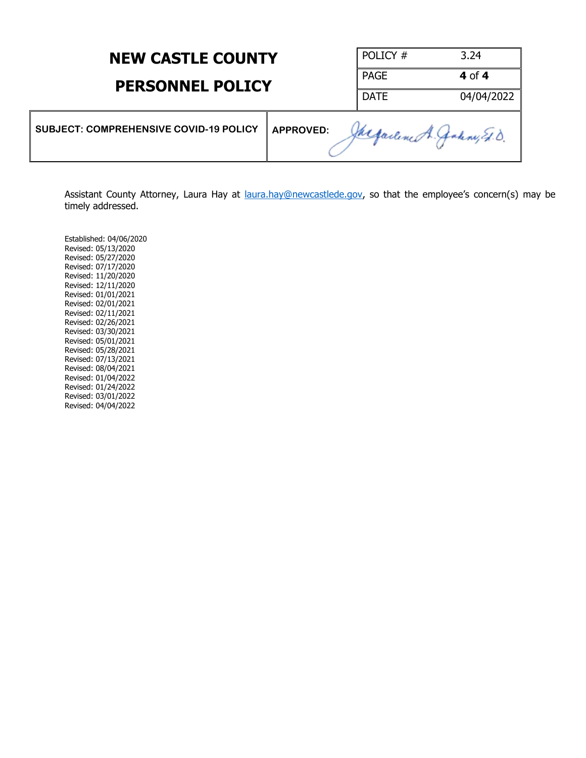Assistant County Attorney, Laura Hay at [laura.hay@newcastlede.gov](mailto:laura.hay@newcastlede.gov), so that the employee's concern(s) may be timely addressed.

Established: 04/06/2020
Revised: 05/13/2020
Revised: 05/27/2020
Revised: 07/17/2020
Revised: 11/20/2020
Revised: 12/11/2020
Revised: 01/01/2021
Revised: 02/01/2021
Revised: 02/11/2021
Revised: 02/26/2021
Revised: 03/30/2021
Revised: 05/01/2021
Revised: 05/28/2021
Revised: 07/13/2021
Revised: 08/04/2021
Revised: 01/04/2022
Revised: 01/24/2022
Revised: 03/01/2022
Revised: 04/04/2022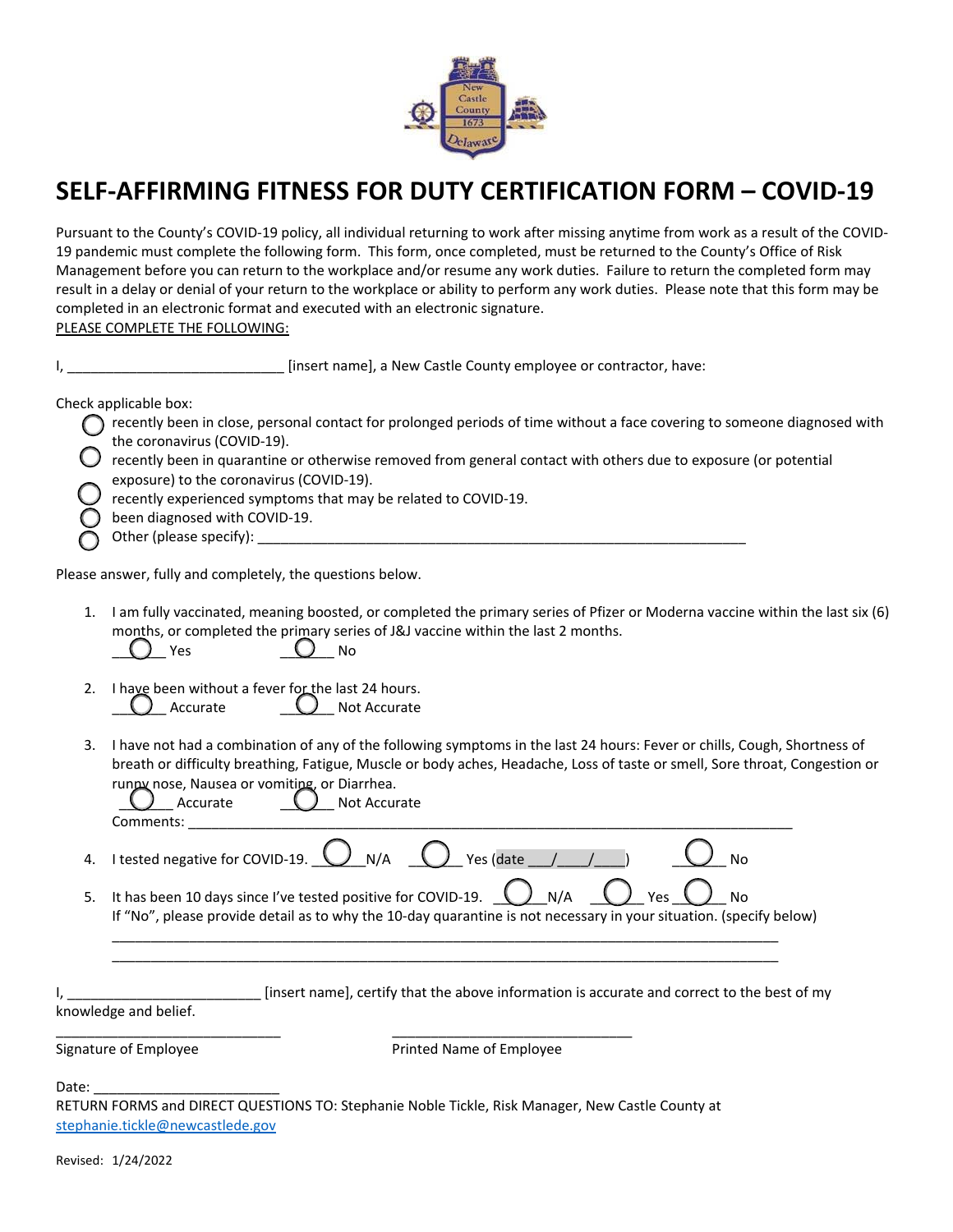# SELF-AFFIRMING FITNESS FOR DUTY CERTIFICATION FORM – COVID-19

Pursuant to the County's COVID-19 policy, all individual returning to work after missing anytime from work as a result of the COVID-19 pandemic must complete the following form. This form, once completed, must be returned to the County's Office of Risk Management before you can return to the workplace and/or resume any work duties. Failure to return the completed form may result in a delay or denial of your return to the workplace or ability to perform any work duties. Please note that this form may be completed in an electronic format and executed with an electronic signature.

PLEASE COMPLETE THE FOLLOWING:

I, ____________________________ [insert name], a New Castle County employee or contractor, have:

Check applicable box:

- ◯ recently been in close, personal contact for prolonged periods of time without a face covering to someone diagnosed with the coronavirus (COVID-19).
- ◯ recently been in quarantine or otherwise removed from general contact with others due to exposure (or potential exposure) to the coronavirus (COVID-19).
- ◯ recently experienced symptoms that may be related to COVID-19.
- ◯ been diagnosed with COVID-19.
- ◯ Other (please specify): ____________________________________________________________________

Please answer, fully and completely, the questions below.

1. I am fully vaccinated, meaning boosted, or completed the primary series of Pfizer or Moderna vaccine within the last six (6) months, or completed the primary series of J&J vaccine within the last 2 months.
   ◯ Yes ◯ No

2. I have been without a fever for the last 24 hours.
   ◯ Accurate ◯ Not Accurate

3. I have not had a combination of any of the following symptoms in the last 24 hours: Fever or chills, Cough, Shortness of breath or difficulty breathing, Fatigue, Muscle or body aches, Headache, Loss of taste or smell, Sore throat, Congestion or runny nose, Nausea or vomiting, or Diarrhea.
   ◯ Accurate ◯ Not Accurate
   Comments: ____________________________________________________________________________________

4. I tested negative for COVID-19. ◯ N/A ◯ Yes (date ___/____/____) ◯ No

5. It has been 10 days since I've tested positive for COVID-19. ◯ N/A ◯ Yes ◯ No
   If "No", please provide detail as to why the 10-day quarantine is not necessary in your situation. (specify below)
   ____________________________________________________________________________________________
   ____________________________________________________________________________________________

I, ________________________ [insert name], certify that the above information is accurate and correct to the best of my knowledge and belief.

______________________________ ______________________________

Signature of Employee Printed Name of Employee

Date: _________________________

RETURN FORMS and DIRECT QUESTIONS TO: Stephanie Noble Tickle, Risk Manager, New Castle County at stephanie.tickle@newcastlede.gov

Revised: 1/24/2022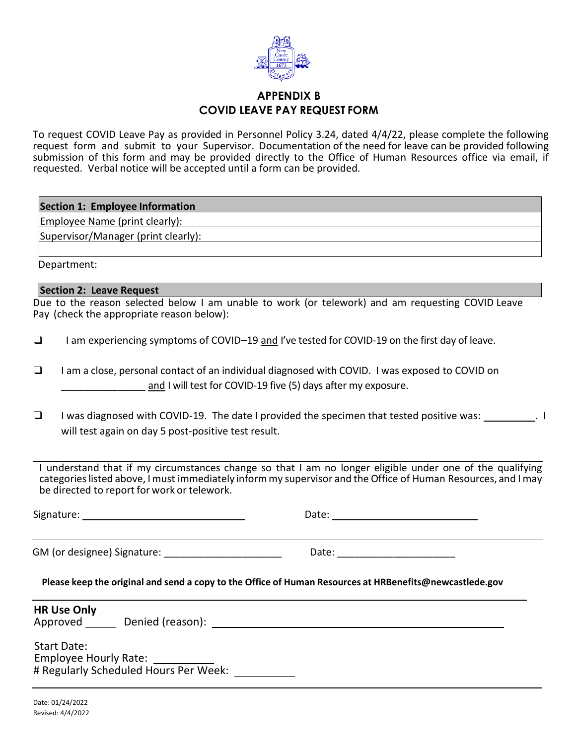# APPENDIX B
# COVID LEAVE PAY REQUEST FORM

To request COVID Leave Pay as provided in Personnel Policy 3.24, dated 4/4/22, please complete the following request form and submit to your Supervisor. Documentation of the need for leave can be provided following submission of this form and may be provided directly to the Office of Human Resources office via email, if requested. Verbal notice will be accepted until a form can be provided.

| **Section 1: Employee Information** |
|---|
| Employee Name (print clearly): |
| Supervisor/Manager (print clearly): |
| |

Department:

**Section 2: Leave Request**

Due to the reason selected below I am unable to work (or telework) and am requesting COVID Leave Pay (check the appropriate reason below):

- ❑ I am experiencing symptoms of COVID–19 and I've tested for COVID-19 on the first day of leave.
- ❑ I am a close, personal contact of an individual diagnosed with COVID. I was exposed to COVID on _______________ and I will test for COVID-19 five (5) days after my exposure.
- ❑ I was diagnosed with COVID-19. The date I provided the specimen that tested positive was: __________. I will test again on day 5 post-positive test result.

I understand that if my circumstances change so that I am no longer eligible under one of the qualifying categories listed above, I must immediately inform my supervisor and the Office of Human Resources, and I may be directed to report for work or telework.

Signature: ______________________________ Date: ___________________________

GM (or designee) Signature: _____________________ Date: _____________________

**Please keep the original and send a copy to the Office of Human Resources at HRBenefits@newcastlede.gov**

**HR Use Only**

Approved _____ Denied (reason): ____________________________________________________

Start Date: ____________________

Employee Hourly Rate: __________

# Regularly Scheduled Hours Per Week: __________

Date: 01/24/2022
Revised: 4/4/2022